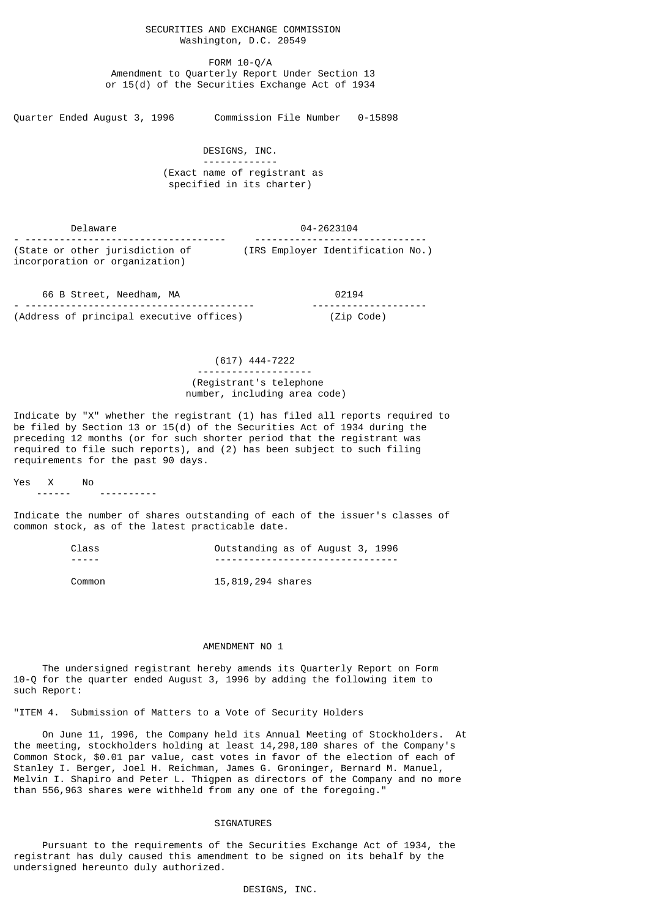SECURITIES AND EXCHANGE COMMISSION
Washington, D.C. 20549

FORM 10-Q/A
Amendment to Quarterly Report Under Section 13
or 15(d) of the Securities Exchange Act of 1934

Quarter Ended August 3, 1996 Commission File Number 0-15898

DESIGNS, INC.

(Exact name of registrant as specified in its charter)

| Delaware | 04-2623104 |
|---|---|
| (State or other jurisdiction of incorporation or organization) | (IRS Employer Identification No.) |

| 66 B Street, Needham, MA | 02194 |
|---|---|
| (Address of principal executive offices) | (Zip Code) |

(617) 444-7222

(Registrant's telephone number, including area code)

Indicate by "X" whether the registrant (1) has filed all reports required to be filed by Section 13 or 15(d) of the Securities Act of 1934 during the preceding 12 months (or for such shorter period that the registrant was required to file such reports), and (2) has been subject to such filing requirements for the past 90 days.

Yes X No

Indicate the number of shares outstanding of each of the issuer's classes of common stock, as of the latest practicable date.

| Class | Outstanding as of August 3, 1996 |
|---|---|
| Common | 15,819,294 shares |

AMENDMENT NO 1

The undersigned registrant hereby amends its Quarterly Report on Form 10-Q for the quarter ended August 3, 1996 by adding the following item to such Report:

"ITEM 4. Submission of Matters to a Vote of Security Holders

On June 11, 1996, the Company held its Annual Meeting of Stockholders. At the meeting, stockholders holding at least 14,298,180 shares of the Company's Common Stock, $0.01 par value, cast votes in favor of the election of each of Stanley I. Berger, Joel H. Reichman, James G. Groninger, Bernard M. Manuel, Melvin I. Shapiro and Peter L. Thigpen as directors of the Company and no more than 556,963 shares were withheld from any one of the foregoing."

SIGNATURES

Pursuant to the requirements of the Securities Exchange Act of 1934, the registrant has duly caused this amendment to be signed on its behalf by the undersigned hereunto duly authorized.

DESIGNS, INC.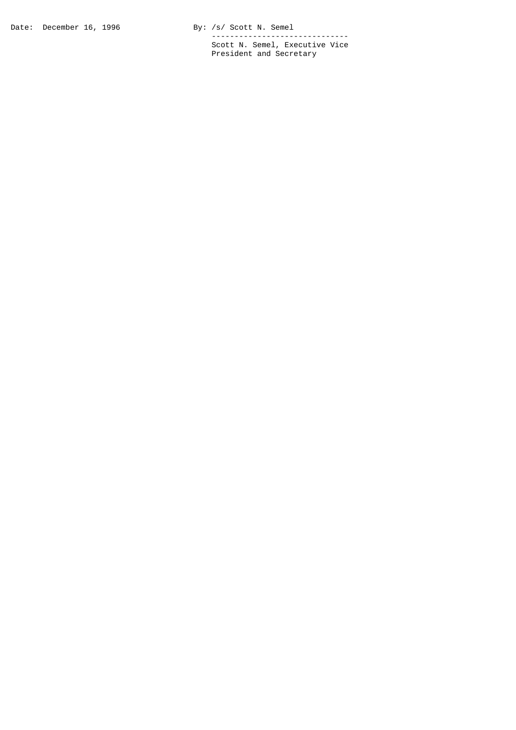Date: December 16, 1996

By: /s/ Scott N. Semel

-----------------------------

Scott N. Semel, Executive Vice President and Secretary